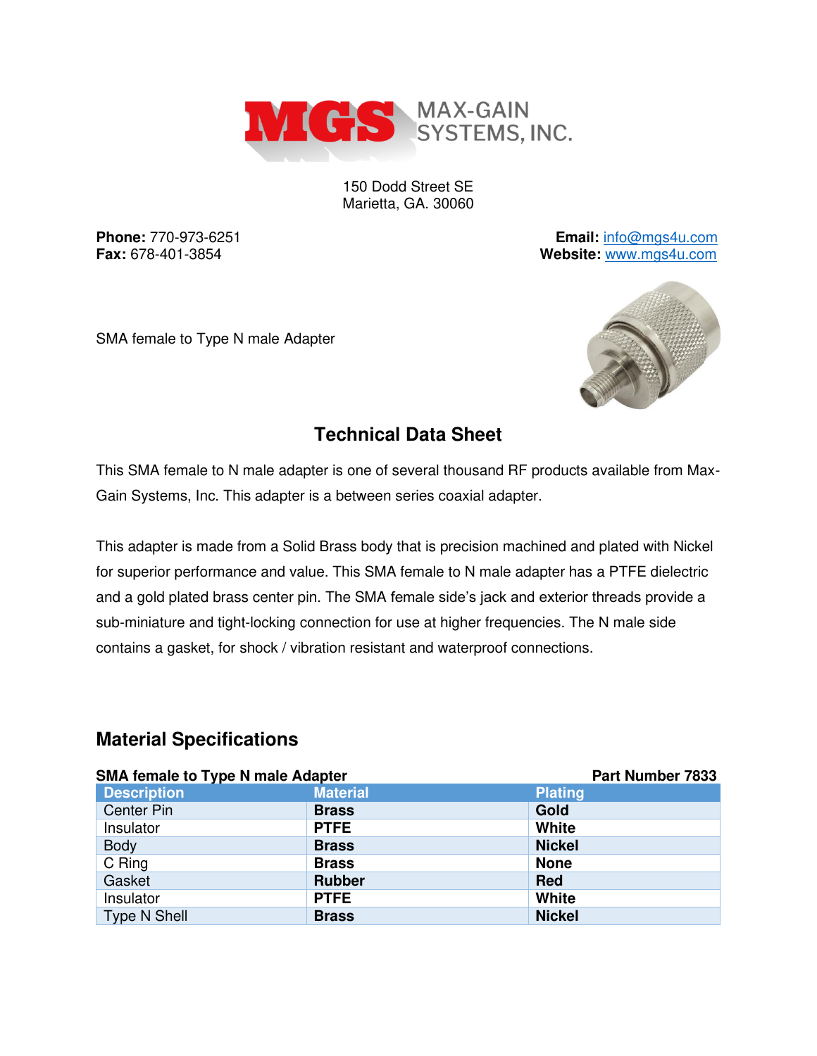MAX-GAIN SYSTEMS, INC.

150 Dodd Street SE
Marietta, GA. 30060

**Phone:** 770-973-6251
**Fax:** 678-401-3854

**Email:** info@mgs4u.com
**Website:** www.mgs4u.com

SMA female to Type N male Adapter

## Technical Data Sheet

This SMA female to N male adapter is one of several thousand RF products available from Max-Gain Systems, Inc. This adapter is a between series coaxial adapter.

This adapter is made from a Solid Brass body that is precision machined and plated with Nickel for superior performance and value. This SMA female to N male adapter has a PTFE dielectric and a gold plated brass center pin. The SMA female side's jack and exterior threads provide a sub-miniature and tight-locking connection for use at higher frequencies. The N male side contains a gasket, for shock / vibration resistant and waterproof connections.

## Material Specifications

**SMA female to Type N male Adapter** — **Part Number 7833**

| Description | Material | Plating |
|---|---|---|
| Center Pin | **Brass** | **Gold** |
| Insulator | **PTFE** | **White** |
| Body | **Brass** | **Nickel** |
| C Ring | **Brass** | **None** |
| Gasket | **Rubber** | **Red** |
| Insulator | **PTFE** | **White** |
| Type N Shell | **Brass** | **Nickel** |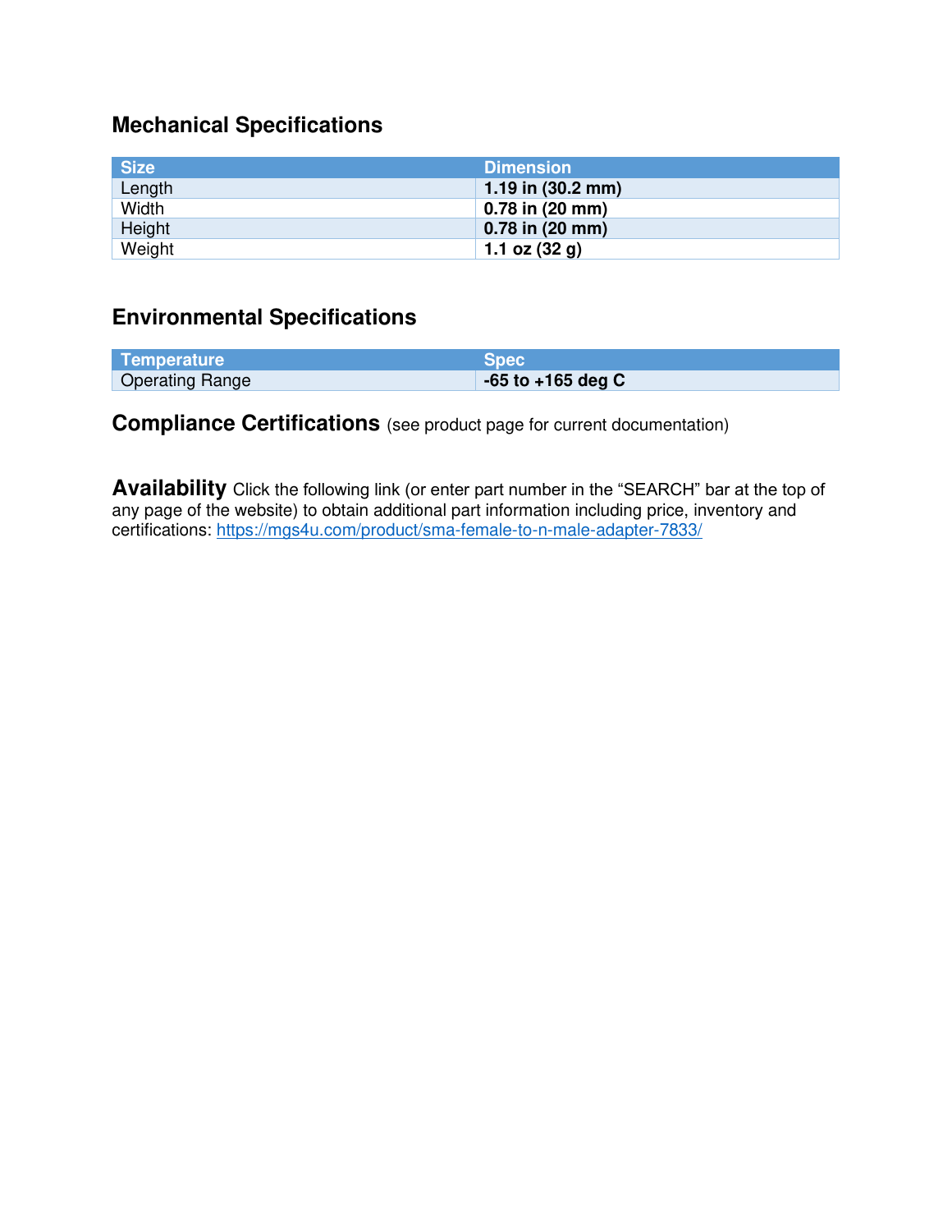## Mechanical Specifications

| Size | Dimension |
| --- | --- |
| Length | **1.19 in (30.2 mm)** |
| Width | **0.78 in (20 mm)** |
| Height | **0.78 in (20 mm)** |
| Weight | **1.1 oz (32 g)** |

## Environmental Specifications

| Temperature | Spec |
| --- | --- |
| Operating Range | **-65 to +165 deg C** |

## Compliance Certifications (see product page for current documentation)

**Availability** Click the following link (or enter part number in the "SEARCH" bar at the top of any page of the website) to obtain additional part information including price, inventory and certifications: https://mgs4u.com/product/sma-female-to-n-male-adapter-7833/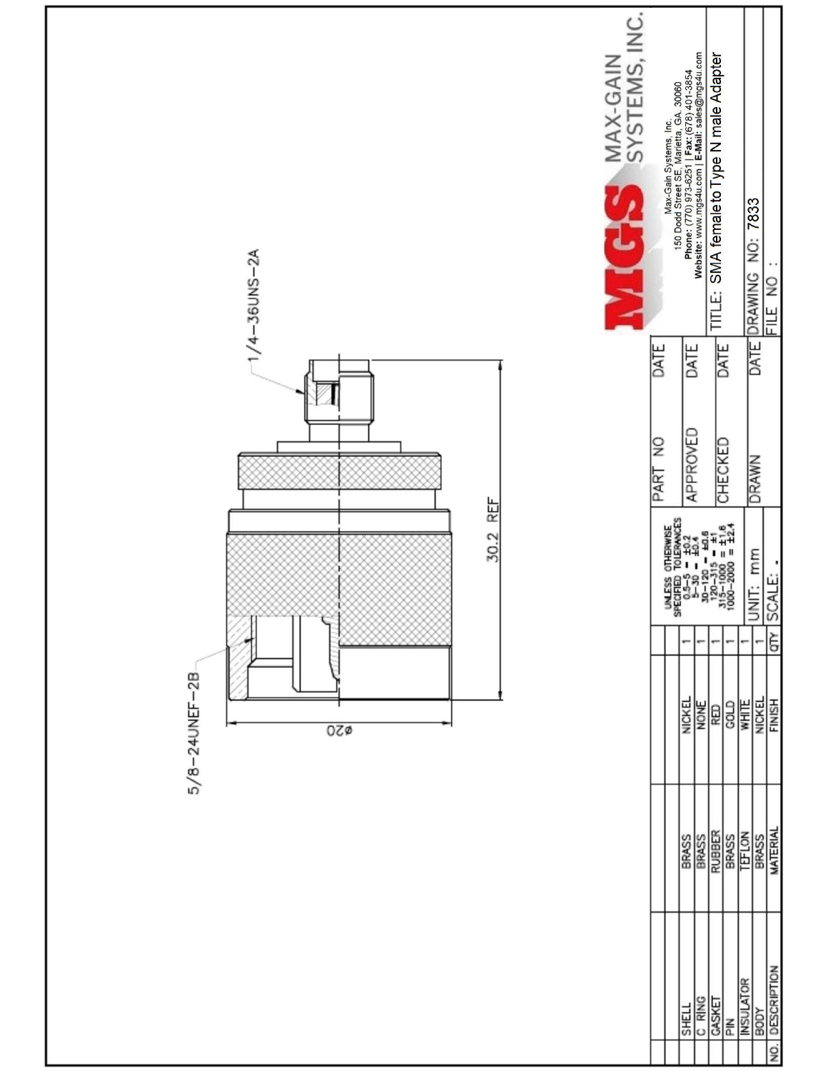5/8-24UNEF-2B

1/4-36UNS-2A

ø20

30.2 REF

| NO. | DESCRIPTION | MATERIAL | FINISH | QTY |
| --- | --- | --- | --- | --- |
| | SHELL | BRASS | NICKEL | 1 |
| | C RING | BRASS | NONE | 1 |
| | GASKET | RUBBER | RED | 1 |
| | PIN | BRASS | GOLD | 1 |
| | INSULATOR | TEFLON | WHITE | 1 |
| | BODY | BRASS | NICKEL | 1 |

UNLESS OTHERWISE SPECIFIED TOLERANCES
0.5–5 = ±0.2
5–30 = ±0.4
30–120 = ±0.6
120–315 = ±1
315–1000 = ±1.6
1000–2000 = ±2.4

UNIT: mm

SCALE: .

| | |
| --- | --- |
| PART NO | DATE |
| APPROVED | DATE |
| CHECKED | DATE |
| DRAWN | DATE |

**MGS** MAX-GAIN SYSTEMS, INC.

Max-Gain Systems, Inc.
150 Dodd Street SE, Marietta, GA, 30060
**Phone:** (770) 973-6251 | **Fax:** (678) 401-3854
**Website:** www.mgs4u.com | **E-Mail:** sales@mgs4u.com

TITLE: SMA female to Type N male Adapter

DRAWING NO: 7833

FILE NO :